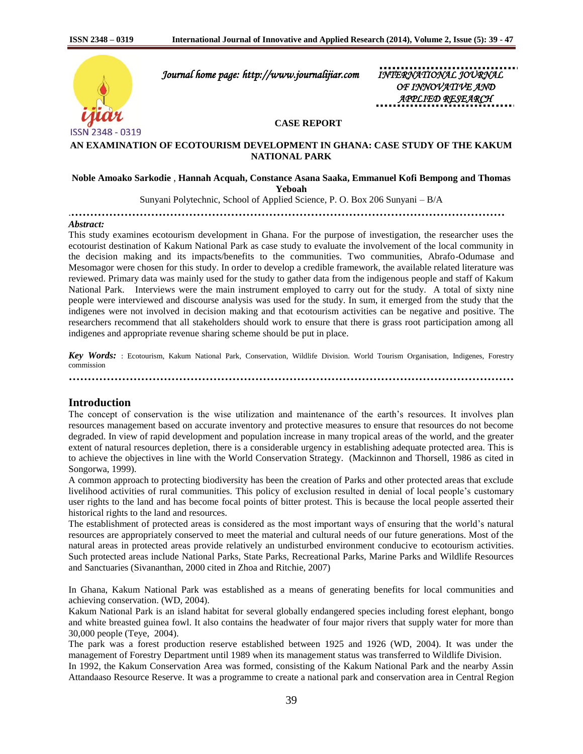*Journal home page: http://www.journalijiar.com*

*INTERNATIONAL JOURNAL OF INNOVATIVE AND APPLIED RESEARCH*

ISSN 2348 - 0319

**CASE REPORT**

# AN EXAMINATION OF ECOTOURISM DEVELOPMENT IN GHANA: CASE STUDY OF THE KAKUM NATIONAL PARK

**Noble Amoako Sarkodie** , **Hannah Acquah, Constance Asana Saaka, Emmanuel Kofi Bempong and Thomas Yeboah**

Sunyani Polytechnic, School of Applied Science, P. O. Box 206 Sunyani – B/A

***Abstract:***

This study examines ecotourism development in Ghana. For the purpose of investigation, the researcher uses the ecotourist destination of Kakum National Park as case study to evaluate the involvement of the local community in the decision making and its impacts/benefits to the communities. Two communities, Abrafo-Odumase and Mesomagor were chosen for this study. In order to develop a credible framework, the available related literature was reviewed. Primary data was mainly used for the study to gather data from the indigenous people and staff of Kakum National Park. Interviews were the main instrument employed to carry out for the study. A total of sixty nine people were interviewed and discourse analysis was used for the study. In sum, it emerged from the study that the indigenes were not involved in decision making and that ecotourism activities can be negative and positive. The researchers recommend that all stakeholders should work to ensure that there is grass root participation among all indigenes and appropriate revenue sharing scheme should be put in place.

***Key Words:*** : Ecotourism, Kakum National Park, Conservation, Wildlife Division. World Tourism Organisation, Indigenes, Forestry commission

## Introduction

The concept of conservation is the wise utilization and maintenance of the earth's resources. It involves plan resources management based on accurate inventory and protective measures to ensure that resources do not become degraded. In view of rapid development and population increase in many tropical areas of the world, and the greater extent of natural resources depletion, there is a considerable urgency in establishing adequate protected area. This is to achieve the objectives in line with the World Conservation Strategy. (Mackinnon and Thorsell, 1986 as cited in Songorwa, 1999).

A common approach to protecting biodiversity has been the creation of Parks and other protected areas that exclude livelihood activities of rural communities. This policy of exclusion resulted in denial of local people's customary user rights to the land and has become focal points of bitter protest. This is because the local people asserted their historical rights to the land and resources.

The establishment of protected areas is considered as the most important ways of ensuring that the world's natural resources are appropriately conserved to meet the material and cultural needs of our future generations. Most of the natural areas in protected areas provide relatively an undisturbed environment conducive to ecotourism activities. Such protected areas include National Parks, State Parks, Recreational Parks, Marine Parks and Wildlife Resources and Sanctuaries (Sivananthan, 2000 cited in Zhoa and Ritchie, 2007)

In Ghana, Kakum National Park was established as a means of generating benefits for local communities and achieving conservation. (WD, 2004).

Kakum National Park is an island habitat for several globally endangered species including forest elephant, bongo and white breasted guinea fowl. It also contains the headwater of four major rivers that supply water for more than 30,000 people (Teye, 2004).

The park was a forest production reserve established between 1925 and 1926 (WD, 2004). It was under the management of Forestry Department until 1989 when its management status was transferred to Wildlife Division.

In 1992, the Kakum Conservation Area was formed, consisting of the Kakum National Park and the nearby Assin Attandaaso Resource Reserve. It was a programme to create a national park and conservation area in Central Region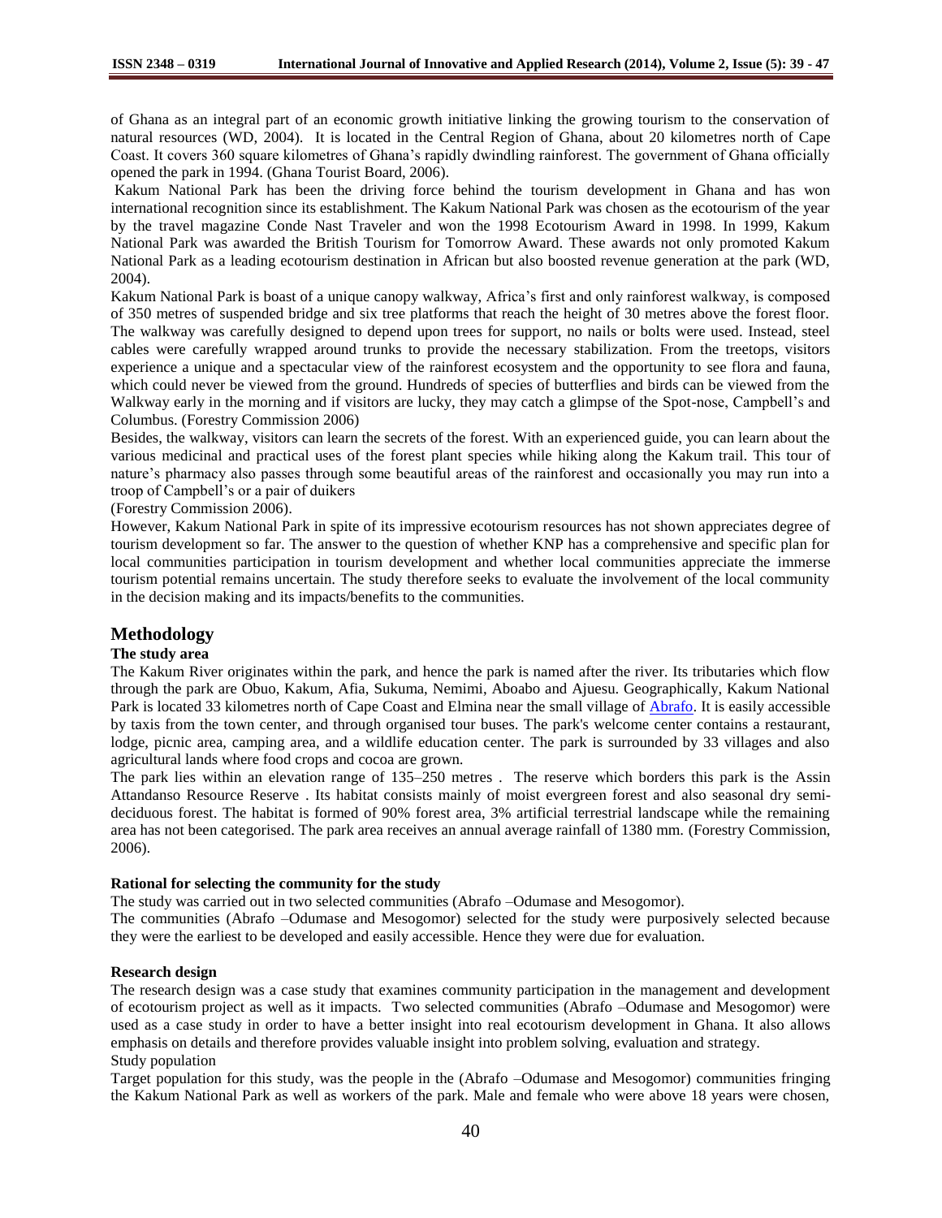of Ghana as an integral part of an economic growth initiative linking the growing tourism to the conservation of natural resources (WD, 2004). It is located in the Central Region of Ghana, about 20 kilometres north of Cape Coast. It covers 360 square kilometres of Ghana's rapidly dwindling rainforest. The government of Ghana officially opened the park in 1994. (Ghana Tourist Board, 2006).

Kakum National Park has been the driving force behind the tourism development in Ghana and has won international recognition since its establishment. The Kakum National Park was chosen as the ecotourism of the year by the travel magazine Conde Nast Traveler and won the 1998 Ecotourism Award in 1998. In 1999, Kakum National Park was awarded the British Tourism for Tomorrow Award. These awards not only promoted Kakum National Park as a leading ecotourism destination in African but also boosted revenue generation at the park (WD, 2004).

Kakum National Park is boast of a unique canopy walkway, Africa's first and only rainforest walkway, is composed of 350 metres of suspended bridge and six tree platforms that reach the height of 30 metres above the forest floor. The walkway was carefully designed to depend upon trees for support, no nails or bolts were used. Instead, steel cables were carefully wrapped around trunks to provide the necessary stabilization. From the treetops, visitors experience a unique and a spectacular view of the rainforest ecosystem and the opportunity to see flora and fauna, which could never be viewed from the ground. Hundreds of species of butterflies and birds can be viewed from the Walkway early in the morning and if visitors are lucky, they may catch a glimpse of the Spot-nose, Campbell's and Columbus. (Forestry Commission 2006)

Besides, the walkway, visitors can learn the secrets of the forest. With an experienced guide, you can learn about the various medicinal and practical uses of the forest plant species while hiking along the Kakum trail. This tour of nature's pharmacy also passes through some beautiful areas of the rainforest and occasionally you may run into a troop of Campbell's or a pair of duikers

(Forestry Commission 2006).

However, Kakum National Park in spite of its impressive ecotourism resources has not shown appreciates degree of tourism development so far. The answer to the question of whether KNP has a comprehensive and specific plan for local communities participation in tourism development and whether local communities appreciate the immerse tourism potential remains uncertain. The study therefore seeks to evaluate the involvement of the local community in the decision making and its impacts/benefits to the communities.

## Methodology

### The study area

The Kakum River originates within the park, and hence the park is named after the river. Its tributaries which flow through the park are Obuo, Kakum, Afia, Sukuma, Nemimi, Aboabo and Ajuesu. Geographically, Kakum National Park is located 33 kilometres north of Cape Coast and Elmina near the small village of Abrafo. It is easily accessible by taxis from the town center, and through organised tour buses. The park's welcome center contains a restaurant, lodge, picnic area, camping area, and a wildlife education center. The park is surrounded by 33 villages and also agricultural lands where food crops and cocoa are grown.

The park lies within an elevation range of 135–250 metres . The reserve which borders this park is the Assin Attandanso Resource Reserve . Its habitat consists mainly of moist evergreen forest and also seasonal dry semi-deciduous forest. The habitat is formed of 90% forest area, 3% artificial terrestrial landscape while the remaining area has not been categorised. The park area receives an annual average rainfall of 1380 mm. (Forestry Commission, 2006).

### Rational for selecting the community for the study

The study was carried out in two selected communities (Abrafo –Odumase and Mesogomor).

The communities (Abrafo –Odumase and Mesogomor) selected for the study were purposively selected because they were the earliest to be developed and easily accessible. Hence they were due for evaluation.

### Research design

The research design was a case study that examines community participation in the management and development of ecotourism project as well as it impacts. Two selected communities (Abrafo –Odumase and Mesogomor) were used as a case study in order to have a better insight into real ecotourism development in Ghana. It also allows emphasis on details and therefore provides valuable insight into problem solving, evaluation and strategy.

Study population

Target population for this study, was the people in the (Abrafo –Odumase and Mesogomor) communities fringing the Kakum National Park as well as workers of the park. Male and female who were above 18 years were chosen,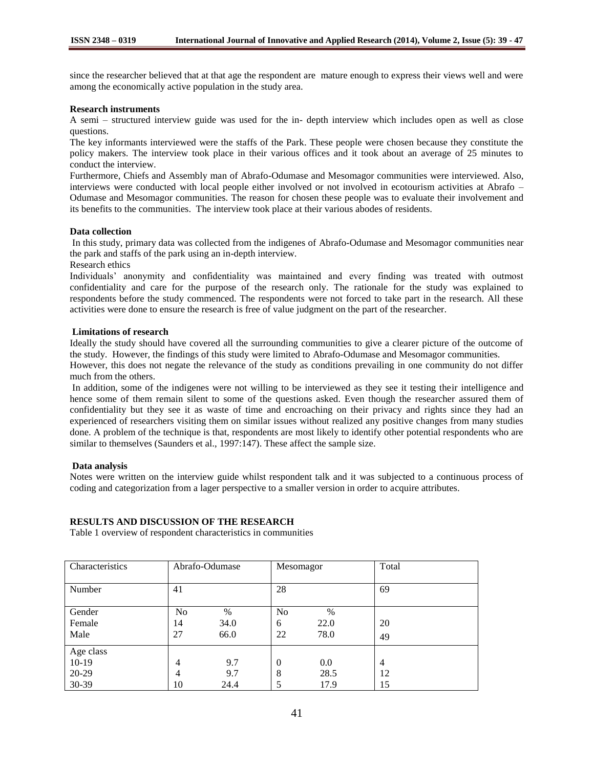since the researcher believed that at that age the respondent are mature enough to express their views well and were among the economically active population in the study area.

**Research instruments**

A semi – structured interview guide was used for the in- depth interview which includes open as well as close questions.

The key informants interviewed were the staffs of the Park. These people were chosen because they constitute the policy makers. The interview took place in their various offices and it took about an average of 25 minutes to conduct the interview.

Furthermore, Chiefs and Assembly man of Abrafo-Odumase and Mesomagor communities were interviewed. Also, interviews were conducted with local people either involved or not involved in ecotourism activities at Abrafo – Odumase and Mesomagor communities. The reason for chosen these people was to evaluate their involvement and its benefits to the communities. The interview took place at their various abodes of residents.

**Data collection**

In this study, primary data was collected from the indigenes of Abrafo-Odumase and Mesomagor communities near the park and staffs of the park using an in-depth interview.

Research ethics

Individuals' anonymity and confidentiality was maintained and every finding was treated with outmost confidentiality and care for the purpose of the research only. The rationale for the study was explained to respondents before the study commenced. The respondents were not forced to take part in the research. All these activities were done to ensure the research is free of value judgment on the part of the researcher.

**Limitations of research**

Ideally the study should have covered all the surrounding communities to give a clearer picture of the outcome of the study. However, the findings of this study were limited to Abrafo-Odumase and Mesomagor communities.

However, this does not negate the relevance of the study as conditions prevailing in one community do not differ much from the others.

In addition, some of the indigenes were not willing to be interviewed as they see it testing their intelligence and hence some of them remain silent to some of the questions asked. Even though the researcher assured them of confidentiality but they see it as waste of time and encroaching on their privacy and rights since they had an experienced of researchers visiting them on similar issues without realized any positive changes from many studies done. A problem of the technique is that, respondents are most likely to identify other potential respondents who are similar to themselves (Saunders et al., 1997:147). These affect the sample size.

**Data analysis**

Notes were written on the interview guide whilst respondent talk and it was subjected to a continuous process of coding and categorization from a lager perspective to a smaller version in order to acquire attributes.

**RESULTS AND DISCUSSION OF THE RESEARCH**

Table 1 overview of respondent characteristics in communities

| Characteristics | Abrafo-Odumase | | Mesomagor | | Total |
|---|---|---|---|---|---|
| Number | 41 | | 28 | | 69 |
| Gender | No | % | No | % | |
| Female | 14 | 34.0 | 6 | 22.0 | 20 |
| Male | 27 | 66.0 | 22 | 78.0 | 49 |
| Age class | | | | | |
| 10-19 | 4 | 9.7 | 0 | 0.0 | 4 |
| 20-29 | 4 | 9.7 | 8 | 28.5 | 12 |
| 30-39 | 10 | 24.4 | 5 | 17.9 | 15 |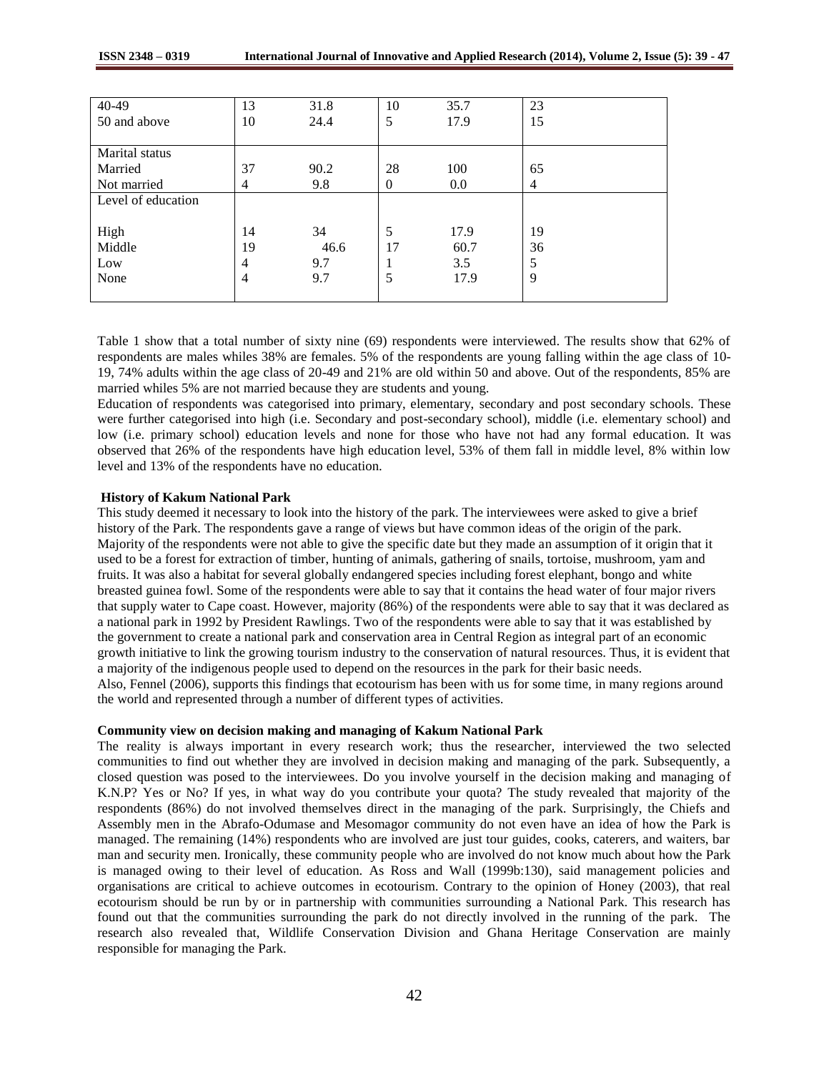| | | | | | |
|---|---|---|---|---|---|
| 40-49 | 13 | 31.8 | 10 | 35.7 | 23 |
| 50 and above | 10 | 24.4 | 5 | 17.9 | 15 |
| Marital status | | | | | |
| Married | 37 | 90.2 | 28 | 100 | 65 |
| Not married | 4 | 9.8 | 0 | 0.0 | 4 |
| Level of education | | | | | |
| High | 14 | 34 | 5 | 17.9 | 19 |
| Middle | 19 | 46.6 | 17 | 60.7 | 36 |
| Low | 4 | 9.7 | 1 | 3.5 | 5 |
| None | 4 | 9.7 | 5 | 17.9 | 9 |

Table 1 show that a total number of sixty nine (69) respondents were interviewed. The results show that 62% of respondents are males whiles 38% are females. 5% of the respondents are young falling within the age class of 10-19, 74% adults within the age class of 20-49 and 21% are old within 50 and above. Out of the respondents, 85% are married whiles 5% are not married because they are students and young.

Education of respondents was categorised into primary, elementary, secondary and post secondary schools. These were further categorised into high (i.e. Secondary and post-secondary school), middle (i.e. elementary school) and low (i.e. primary school) education levels and none for those who have not had any formal education. It was observed that 26% of the respondents have high education level, 53% of them fall in middle level, 8% within low level and 13% of the respondents have no education.

**History of Kakum National Park**

This study deemed it necessary to look into the history of the park. The interviewees were asked to give a brief history of the Park. The respondents gave a range of views but have common ideas of the origin of the park. Majority of the respondents were not able to give the specific date but they made an assumption of it origin that it used to be a forest for extraction of timber, hunting of animals, gathering of snails, tortoise, mushroom, yam and fruits. It was also a habitat for several globally endangered species including forest elephant, bongo and white breasted guinea fowl. Some of the respondents were able to say that it contains the head water of four major rivers that supply water to Cape coast. However, majority (86%) of the respondents were able to say that it was declared as a national park in 1992 by President Rawlings. Two of the respondents were able to say that it was established by the government to create a national park and conservation area in Central Region as integral part of an economic growth initiative to link the growing tourism industry to the conservation of natural resources. Thus, it is evident that a majority of the indigenous people used to depend on the resources in the park for their basic needs.

Also, Fennel (2006), supports this findings that ecotourism has been with us for some time, in many regions around the world and represented through a number of different types of activities.

**Community view on decision making and managing of Kakum National Park**

The reality is always important in every research work; thus the researcher, interviewed the two selected communities to find out whether they are involved in decision making and managing of the park. Subsequently, a closed question was posed to the interviewees. Do you involve yourself in the decision making and managing of K.N.P? Yes or No? If yes, in what way do you contribute your quota? The study revealed that majority of the respondents (86%) do not involved themselves direct in the managing of the park. Surprisingly, the Chiefs and Assembly men in the Abrafo-Odumase and Mesomagor community do not even have an idea of how the Park is managed. The remaining (14%) respondents who are involved are just tour guides, cooks, caterers, and waiters, bar man and security men. Ironically, these community people who are involved do not know much about how the Park is managed owing to their level of education. As Ross and Wall (1999b:130), said management policies and organisations are critical to achieve outcomes in ecotourism. Contrary to the opinion of Honey (2003), that real ecotourism should be run by or in partnership with communities surrounding a National Park. This research has found out that the communities surrounding the park do not directly involved in the running of the park. The research also revealed that, Wildlife Conservation Division and Ghana Heritage Conservation are mainly responsible for managing the Park.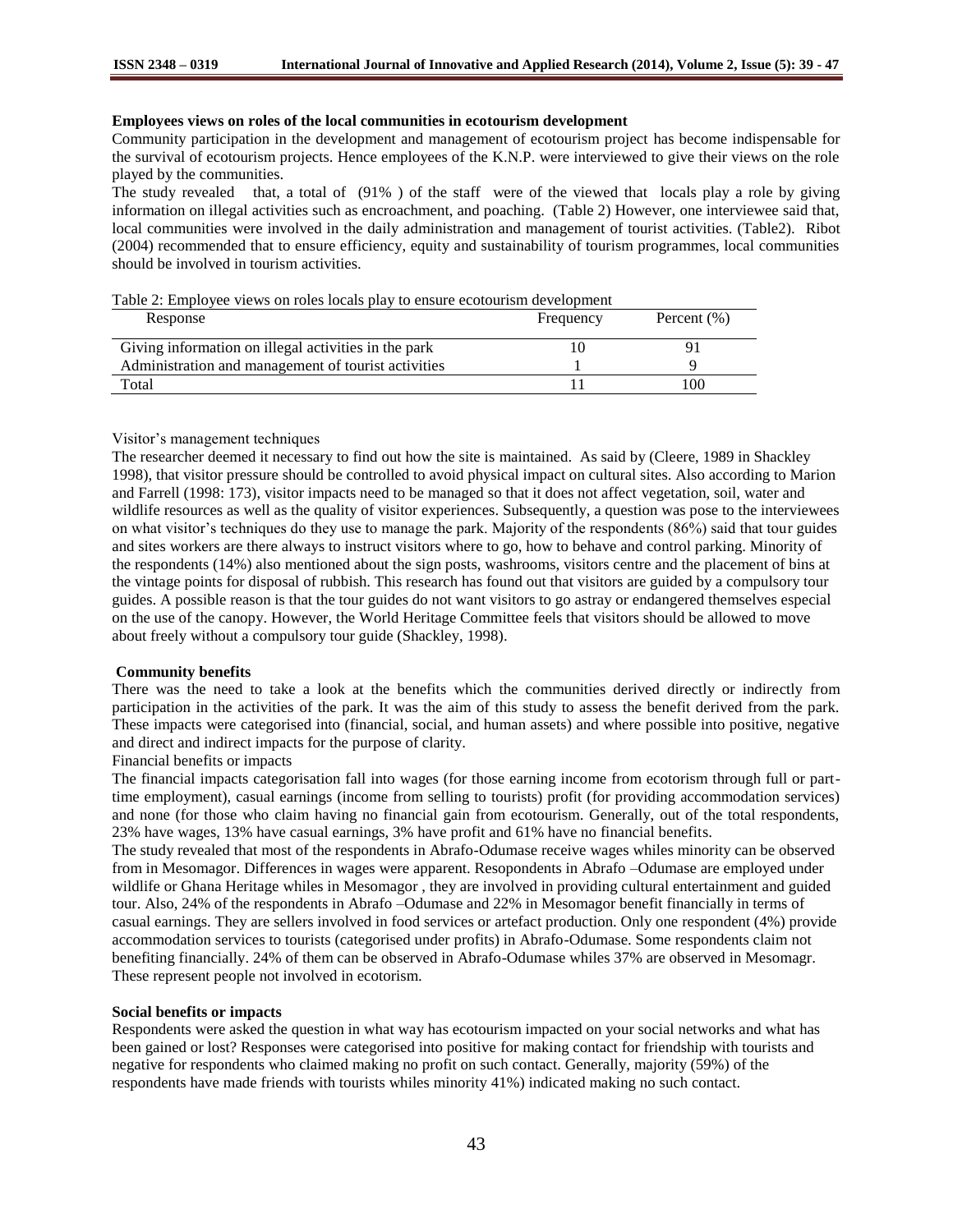**Employees views on roles of the local communities in ecotourism development**

Community participation in the development and management of ecotourism project has become indispensable for the survival of ecotourism projects. Hence employees of the K.N.P. were interviewed to give their views on the role played by the communities.

The study revealed that, a total of (91% ) of the staff were of the viewed that locals play a role by giving information on illegal activities such as encroachment, and poaching. (Table 2) However, one interviewee said that, local communities were involved in the daily administration and management of tourist activities. (Table2). Ribot (2004) recommended that to ensure efficiency, equity and sustainability of tourism programmes, local communities should be involved in tourism activities.

Table 2: Employee views on roles locals play to ensure ecotourism development

| Response | Frequency | Percent (%) |
|---|---|---|
| Giving information on illegal activities in the park | 10 | 91 |
| Administration and management of tourist activities | 1 | 9 |
| Total | 11 | 100 |

Visitor's management techniques

The researcher deemed it necessary to find out how the site is maintained. As said by (Cleere, 1989 in Shackley 1998), that visitor pressure should be controlled to avoid physical impact on cultural sites. Also according to Marion and Farrell (1998: 173), visitor impacts need to be managed so that it does not affect vegetation, soil, water and wildlife resources as well as the quality of visitor experiences. Subsequently, a question was pose to the interviewees on what visitor's techniques do they use to manage the park. Majority of the respondents (86%) said that tour guides and sites workers are there always to instruct visitors where to go, how to behave and control parking. Minority of the respondents (14%) also mentioned about the sign posts, washrooms, visitors centre and the placement of bins at the vintage points for disposal of rubbish. This research has found out that visitors are guided by a compulsory tour guides. A possible reason is that the tour guides do not want visitors to go astray or endangered themselves especial on the use of the canopy. However, the World Heritage Committee feels that visitors should be allowed to move about freely without a compulsory tour guide (Shackley, 1998).

**Community benefits**

There was the need to take a look at the benefits which the communities derived directly or indirectly from participation in the activities of the park. It was the aim of this study to assess the benefit derived from the park. These impacts were categorised into (financial, social, and human assets) and where possible into positive, negative and direct and indirect impacts for the purpose of clarity.

Financial benefits or impacts

The financial impacts categorisation fall into wages (for those earning income from ecotorism through full or part-time employment), casual earnings (income from selling to tourists) profit (for providing accommodation services) and none (for those who claim having no financial gain from ecotourism. Generally, out of the total respondents, 23% have wages, 13% have casual earnings, 3% have profit and 61% have no financial benefits.

The study revealed that most of the respondents in Abrafo-Odumase receive wages whiles minority can be observed from in Mesomagor. Differences in wages were apparent. Resopondents in Abrafo –Odumase are employed under wildlife or Ghana Heritage whiles in Mesomagor , they are involved in providing cultural entertainment and guided tour. Also, 24% of the respondents in Abrafo –Odumase and 22% in Mesomagor benefit financially in terms of casual earnings. They are sellers involved in food services or artefact production. Only one respondent (4%) provide accommodation services to tourists (categorised under profits) in Abrafo-Odumase. Some respondents claim not benefiting financially. 24% of them can be observed in Abrafo-Odumase whiles 37% are observed in Mesomagr. These represent people not involved in ecotorism.

**Social benefits or impacts**

Respondents were asked the question in what way has ecotourism impacted on your social networks and what has been gained or lost? Responses were categorised into positive for making contact for friendship with tourists and negative for respondents who claimed making no profit on such contact. Generally, majority (59%) of the respondents have made friends with tourists whiles minority 41%) indicated making no such contact.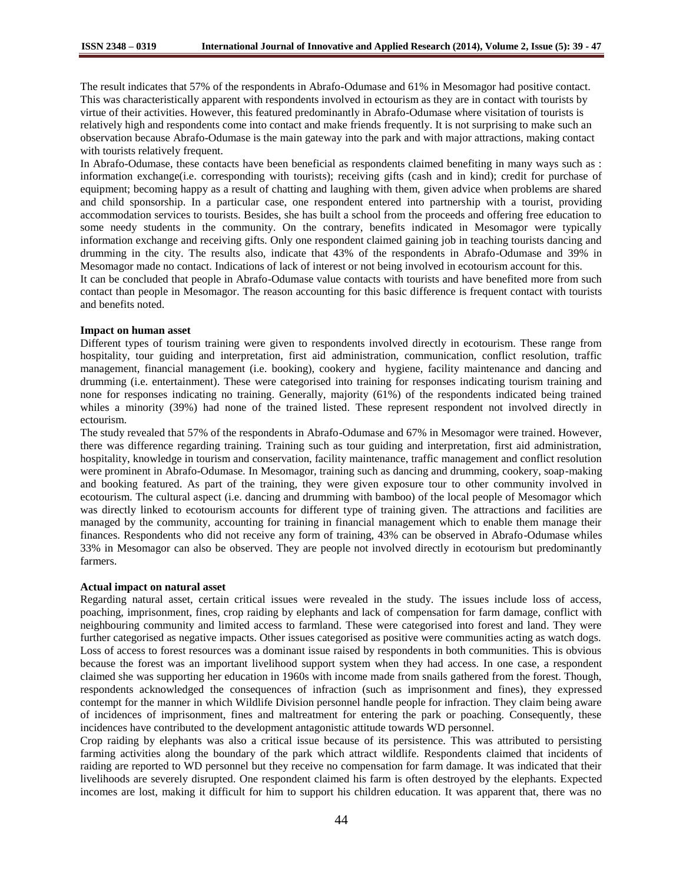The result indicates that 57% of the respondents in Abrafo-Odumase and 61% in Mesomagor had positive contact. This was characteristically apparent with respondents involved in ectourism as they are in contact with tourists by virtue of their activities. However, this featured predominantly in Abrafo-Odumase where visitation of tourists is relatively high and respondents come into contact and make friends frequently. It is not surprising to make such an observation because Abrafo-Odumase is the main gateway into the park and with major attractions, making contact with tourists relatively frequent.

In Abrafo-Odumase, these contacts have been beneficial as respondents claimed benefiting in many ways such as : information exchange(i.e. corresponding with tourists); receiving gifts (cash and in kind); credit for purchase of equipment; becoming happy as a result of chatting and laughing with them, given advice when problems are shared and child sponsorship. In a particular case, one respondent entered into partnership with a tourist, providing accommodation services to tourists. Besides, she has built a school from the proceeds and offering free education to some needy students in the community. On the contrary, benefits indicated in Mesomagor were typically information exchange and receiving gifts. Only one respondent claimed gaining job in teaching tourists dancing and drumming in the city. The results also, indicate that 43% of the respondents in Abrafo-Odumase and 39% in Mesomagor made no contact. Indications of lack of interest or not being involved in ecotourism account for this.

It can be concluded that people in Abrafo-Odumase value contacts with tourists and have benefited more from such contact than people in Mesomagor. The reason accounting for this basic difference is frequent contact with tourists and benefits noted.

**Impact on human asset**

Different types of tourism training were given to respondents involved directly in ecotourism. These range from hospitality, tour guiding and interpretation, first aid administration, communication, conflict resolution, traffic management, financial management (i.e. booking), cookery and hygiene, facility maintenance and dancing and drumming (i.e. entertainment). These were categorised into training for responses indicating tourism training and none for responses indicating no training. Generally, majority (61%) of the respondents indicated being trained whiles a minority (39%) had none of the trained listed. These represent respondent not involved directly in ectourism.

The study revealed that 57% of the respondents in Abrafo-Odumase and 67% in Mesomagor were trained. However, there was difference regarding training. Training such as tour guiding and interpretation, first aid administration, hospitality, knowledge in tourism and conservation, facility maintenance, traffic management and conflict resolution were prominent in Abrafo-Odumase. In Mesomagor, training such as dancing and drumming, cookery, soap-making and booking featured. As part of the training, they were given exposure tour to other community involved in ecotourism. The cultural aspect (i.e. dancing and drumming with bamboo) of the local people of Mesomagor which was directly linked to ecotourism accounts for different type of training given. The attractions and facilities are managed by the community, accounting for training in financial management which to enable them manage their finances. Respondents who did not receive any form of training, 43% can be observed in Abrafo-Odumase whiles 33% in Mesomagor can also be observed. They are people not involved directly in ecotourism but predominantly farmers.

**Actual impact on natural asset**

Regarding natural asset, certain critical issues were revealed in the study. The issues include loss of access, poaching, imprisonment, fines, crop raiding by elephants and lack of compensation for farm damage, conflict with neighbouring community and limited access to farmland. These were categorised into forest and land. They were further categorised as negative impacts. Other issues categorised as positive were communities acting as watch dogs. Loss of access to forest resources was a dominant issue raised by respondents in both communities. This is obvious because the forest was an important livelihood support system when they had access. In one case, a respondent claimed she was supporting her education in 1960s with income made from snails gathered from the forest. Though, respondents acknowledged the consequences of infraction (such as imprisonment and fines), they expressed contempt for the manner in which Wildlife Division personnel handle people for infraction. They claim being aware of incidences of imprisonment, fines and maltreatment for entering the park or poaching. Consequently, these incidences have contributed to the development antagonistic attitude towards WD personnel.

Crop raiding by elephants was also a critical issue because of its persistence. This was attributed to persisting farming activities along the boundary of the park which attract wildlife. Respondents claimed that incidents of raiding are reported to WD personnel but they receive no compensation for farm damage. It was indicated that their livelihoods are severely disrupted. One respondent claimed his farm is often destroyed by the elephants. Expected incomes are lost, making it difficult for him to support his children education. It was apparent that, there was no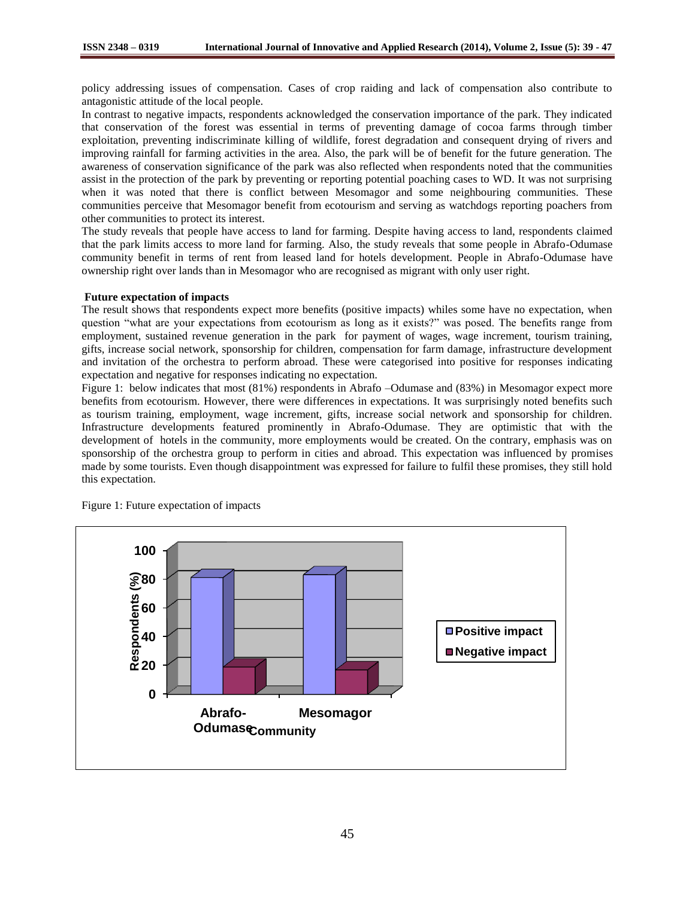policy addressing issues of compensation. Cases of crop raiding and lack of compensation also contribute to antagonistic attitude of the local people.

In contrast to negative impacts, respondents acknowledged the conservation importance of the park. They indicated that conservation of the forest was essential in terms of preventing damage of cocoa farms through timber exploitation, preventing indiscriminate killing of wildlife, forest degradation and consequent drying of rivers and improving rainfall for farming activities in the area. Also, the park will be of benefit for the future generation. The awareness of conservation significance of the park was also reflected when respondents noted that the communities assist in the protection of the park by preventing or reporting potential poaching cases to WD. It was not surprising when it was noted that there is conflict between Mesomagor and some neighbouring communities. These communities perceive that Mesomagor benefit from ecotourism and serving as watchdogs reporting poachers from other communities to protect its interest.

The study reveals that people have access to land for farming. Despite having access to land, respondents claimed that the park limits access to more land for farming. Also, the study reveals that some people in Abrafo-Odumase community benefit in terms of rent from leased land for hotels development. People in Abrafo-Odumase have ownership right over lands than in Mesomagor who are recognised as migrant with only user right.

**Future expectation of impacts**

The result shows that respondents expect more benefits (positive impacts) whiles some have no expectation, when question "what are your expectations from ecotourism as long as it exists?" was posed. The benefits range from employment, sustained revenue generation in the park for payment of wages, wage increment, tourism training, gifts, increase social network, sponsorship for children, compensation for farm damage, infrastructure development and invitation of the orchestra to perform abroad. These were categorised into positive for responses indicating expectation and negative for responses indicating no expectation.

Figure 1: below indicates that most (81%) respondents in Abrafo –Odumase and (83%) in Mesomagor expect more benefits from ecotourism. However, there were differences in expectations. It was surprisingly noted benefits such as tourism training, employment, wage increment, gifts, increase social network and sponsorship for children. Infrastructure developments featured prominently in Abrafo-Odumase. They are optimistic that with the development of hotels in the community, more employments would be created. On the contrary, emphasis was on sponsorship of the orchestra group to perform in cities and abroad. This expectation was influenced by promises made by some tourists. Even though disappointment was expressed for failure to fulfil these promises, they still hold this expectation.

Figure 1: Future expectation of impacts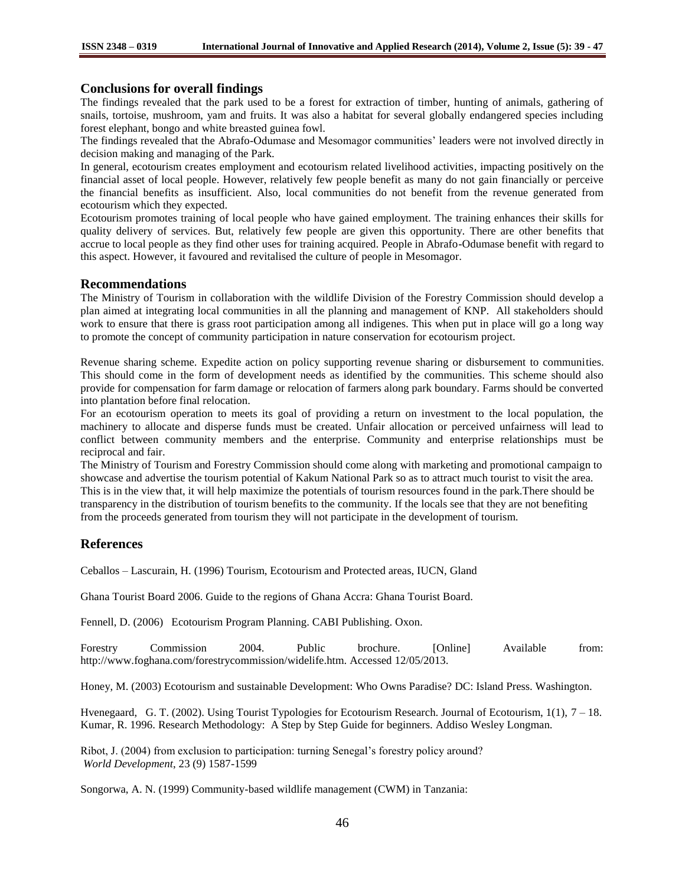## Conclusions for overall findings

The findings revealed that the park used to be a forest for extraction of timber, hunting of animals, gathering of snails, tortoise, mushroom, yam and fruits. It was also a habitat for several globally endangered species including forest elephant, bongo and white breasted guinea fowl.

The findings revealed that the Abrafo-Odumase and Mesomagor communities' leaders were not involved directly in decision making and managing of the Park.

In general, ecotourism creates employment and ecotourism related livelihood activities, impacting positively on the financial asset of local people. However, relatively few people benefit as many do not gain financially or perceive the financial benefits as insufficient. Also, local communities do not benefit from the revenue generated from ecotourism which they expected.

Ecotourism promotes training of local people who have gained employment. The training enhances their skills for quality delivery of services. But, relatively few people are given this opportunity. There are other benefits that accrue to local people as they find other uses for training acquired. People in Abrafo-Odumase benefit with regard to this aspect. However, it favoured and revitalised the culture of people in Mesomagor.

## Recommendations

The Ministry of Tourism in collaboration with the wildlife Division of the Forestry Commission should develop a plan aimed at integrating local communities in all the planning and management of KNP. All stakeholders should work to ensure that there is grass root participation among all indigenes. This when put in place will go a long way to promote the concept of community participation in nature conservation for ecotourism project.

Revenue sharing scheme. Expedite action on policy supporting revenue sharing or disbursement to communities. This should come in the form of development needs as identified by the communities. This scheme should also provide for compensation for farm damage or relocation of farmers along park boundary. Farms should be converted into plantation before final relocation.

For an ecotourism operation to meets its goal of providing a return on investment to the local population, the machinery to allocate and disperse funds must be created. Unfair allocation or perceived unfairness will lead to conflict between community members and the enterprise. Community and enterprise relationships must be reciprocal and fair.

The Ministry of Tourism and Forestry Commission should come along with marketing and promotional campaign to showcase and advertise the tourism potential of Kakum National Park so as to attract much tourist to visit the area. This is in the view that, it will help maximize the potentials of tourism resources found in the park.There should be transparency in the distribution of tourism benefits to the community. If the locals see that they are not benefiting from the proceeds generated from tourism they will not participate in the development of tourism.

## References

Ceballos – Lascurain, H. (1996) Tourism, Ecotourism and Protected areas, IUCN, Gland

Ghana Tourist Board 2006. Guide to the regions of Ghana Accra: Ghana Tourist Board.

Fennell, D. (2006) Ecotourism Program Planning. CABI Publishing. Oxon.

Forestry Commission 2004. Public brochure. [Online] Available from: http://www.foghana.com/forestrycommission/widelife.htm. Accessed 12/05/2013.

Honey, M. (2003) Ecotourism and sustainable Development: Who Owns Paradise? DC: Island Press. Washington.

Hvenegaard, G. T. (2002). Using Tourist Typologies for Ecotourism Research. Journal of Ecotourism, 1(1), 7 – 18.
Kumar, R. 1996. Research Methodology: A Step by Step Guide for beginners. Addiso Wesley Longman.

Ribot, J. (2004) from exclusion to participation: turning Senegal's forestry policy around?
*World Development*, 23 (9) 1587-1599

Songorwa, A. N. (1999) Community-based wildlife management (CWM) in Tanzania: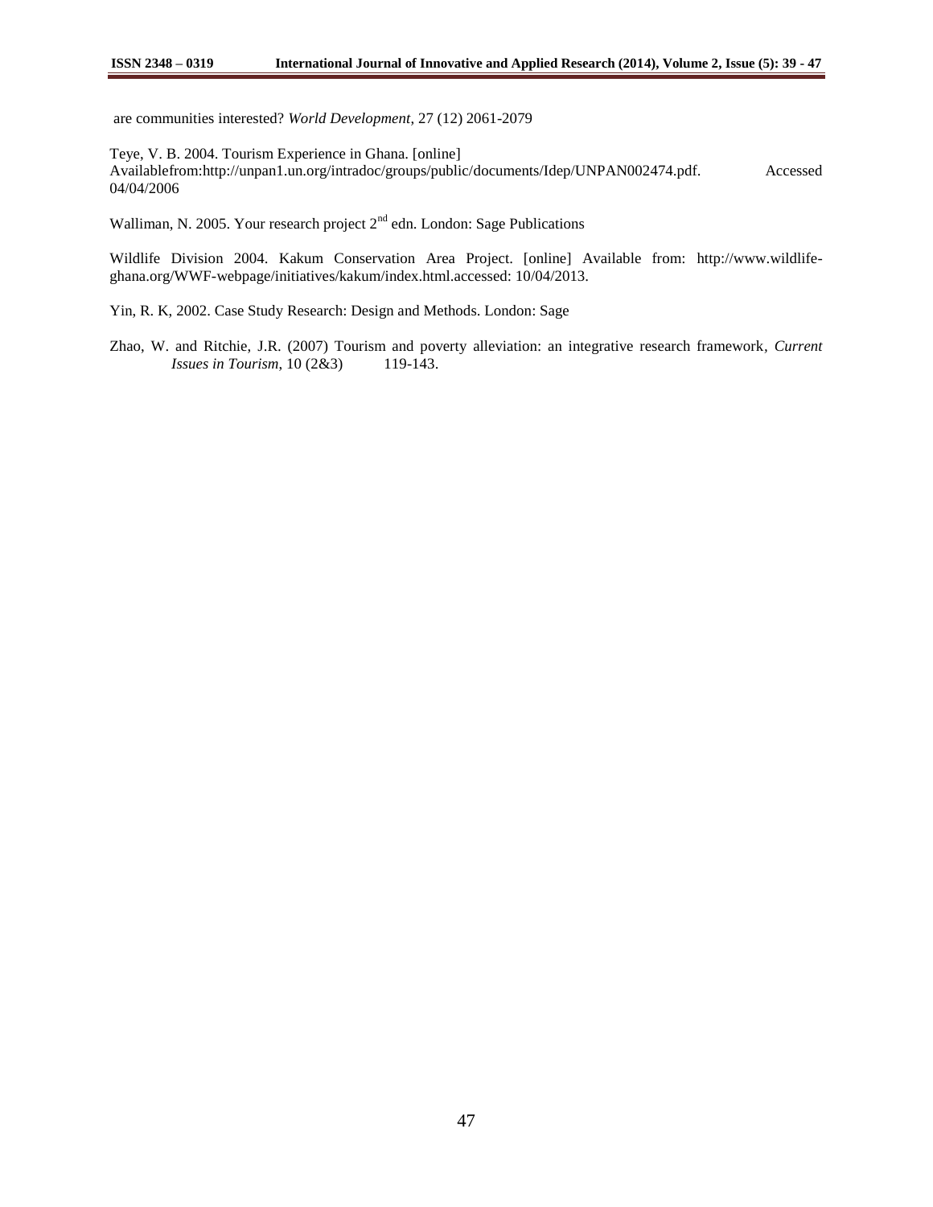are communities interested? *World Development*, 27 (12) 2061-2079

Teye, V. B. 2004. Tourism Experience in Ghana. [online] Availablefrom:http://unpan1.un.org/intradoc/groups/public/documents/Idep/UNPAN002474.pdf. Accessed 04/04/2006

Walliman, N. 2005. Your research project 2nd edn. London: Sage Publications

Wildlife Division 2004. Kakum Conservation Area Project. [online] Available from: http://www.wildlife-ghana.org/WWF-webpage/initiatives/kakum/index.html.accessed: 10/04/2013.

Yin, R. K, 2002. Case Study Research: Design and Methods. London: Sage

Zhao, W. and Ritchie, J.R. (2007) Tourism and poverty alleviation: an integrative research framework, *Current Issues in Tourism*, 10 (2&3) 119-143.